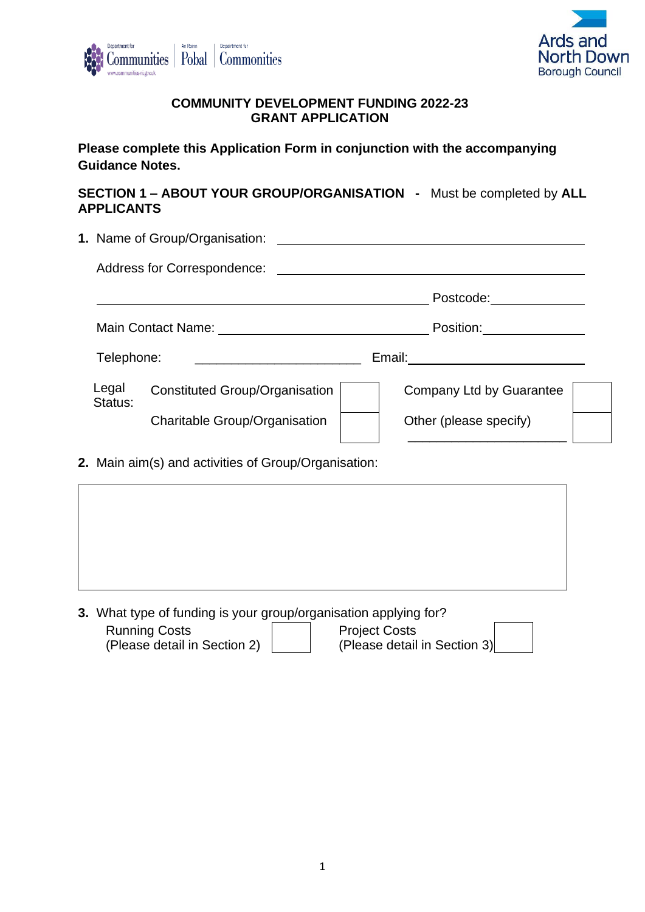# COMMUNITY DEVELOPMENT FUNDING 2022-23
# GRANT APPLICATION

**Please complete this Application Form in conjunction with the accompanying Guidance Notes.**

## SECTION 1 – ABOUT YOUR GROUP/ORGANISATION - Must be completed by ALL APPLICANTS

**1.** Name of Group/Organisation: ______________________________

Address for Correspondence: ______________________________

______________________________ Postcode: ____________

Main Contact Name: ______________________ Position: ____________

Telephone: ______________________ Email: ______________________

Legal Status:

| | | | |
|---|---|---|---|
| Constituted Group/Organisation | ☐ | Company Ltd by Guarantee | ☐ |
| Charitable Group/Organisation | ☐ | Other (please specify) ______________________ | ☐ |

**2.** Main aim(s) and activities of Group/Organisation:

| |
|---|
| |

**3.** What type of funding is your group/organisation applying for?

Running Costs (Please detail in Section 2) ☐

Project Costs (Please detail in Section 3) ☐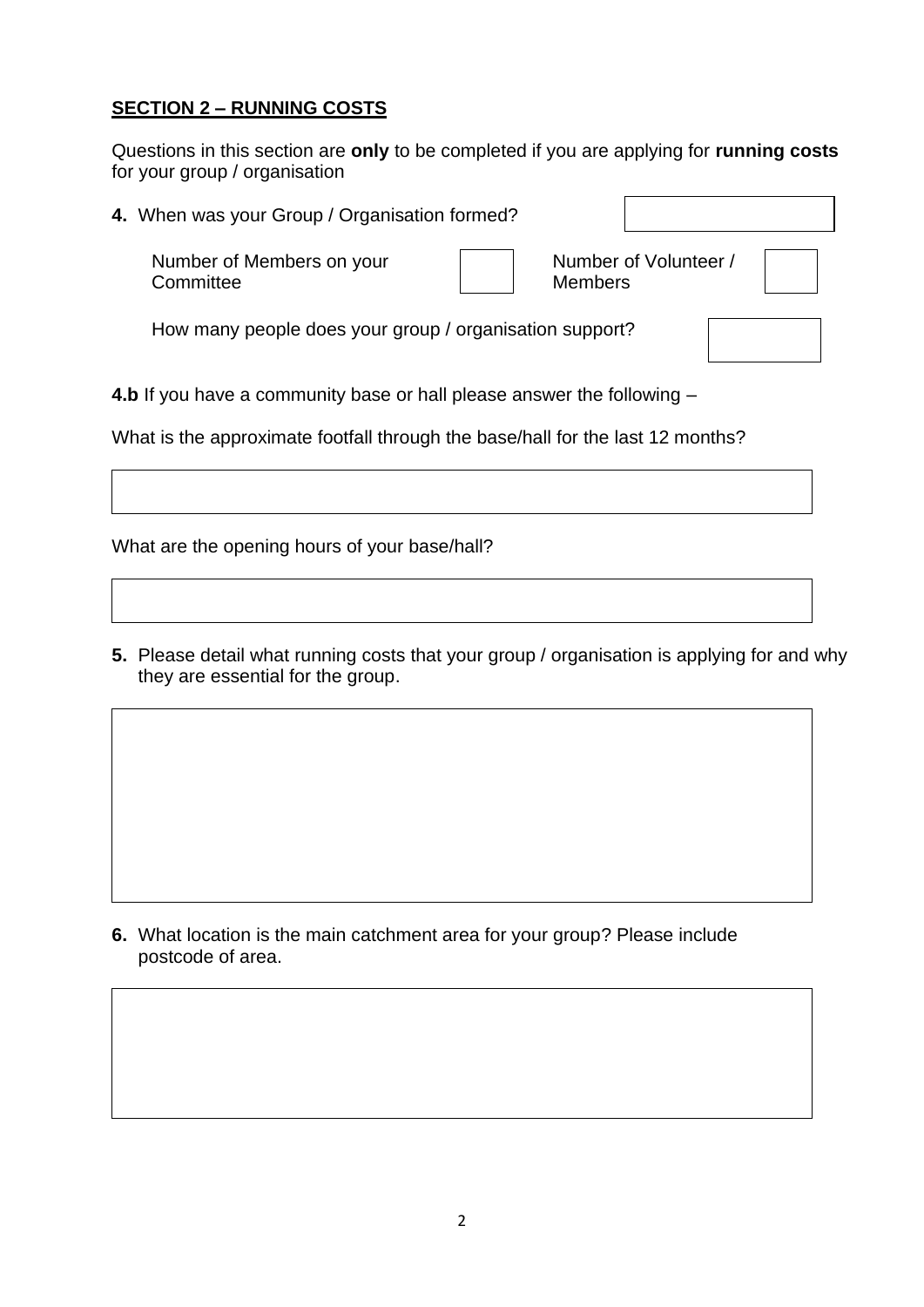## SECTION 2 – RUNNING COSTS

Questions in this section are **only** to be completed if you are applying for **running costs** for your group / organisation

**4.** When was your Group / Organisation formed?

Number of Members on your Committee

Number of Volunteer / Members

How many people does your group / organisation support?

**4.b** If you have a community base or hall please answer the following –

What is the approximate footfall through the base/hall for the last 12 months?

What are the opening hours of your base/hall?

**5.** Please detail what running costs that your group / organisation is applying for and why they are essential for the group.

**6.** What location is the main catchment area for your group? Please include postcode of area.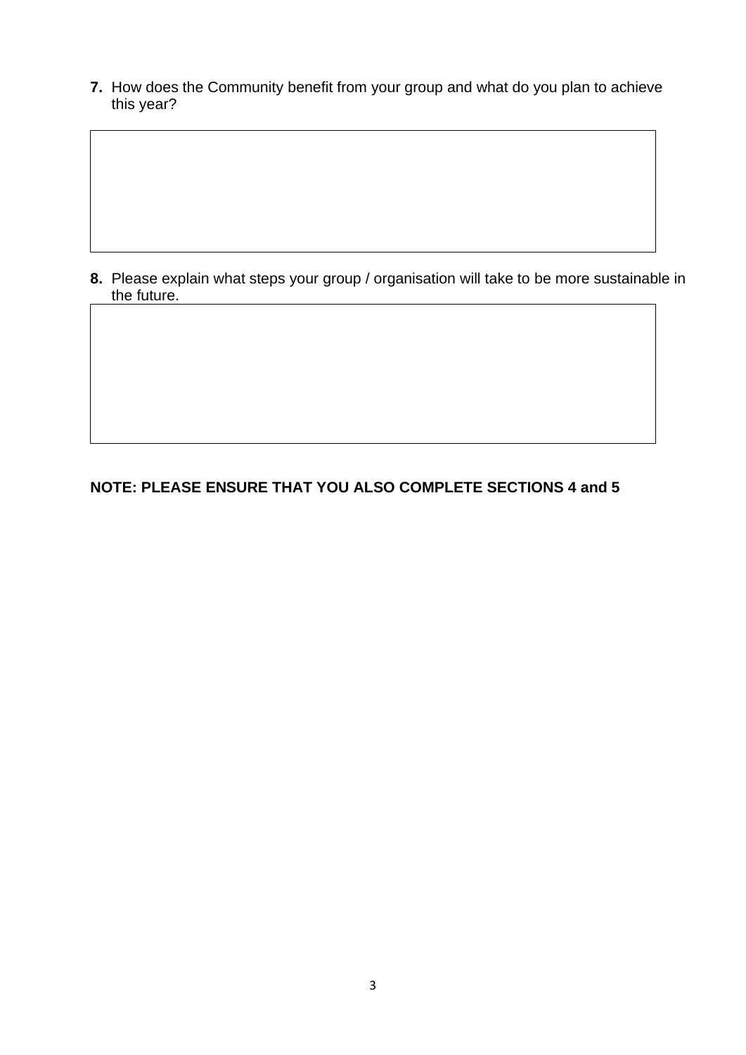**7.** How does the Community benefit from your group and what do you plan to achieve this year?

|  |
|---|
|  |

**8.** Please explain what steps your group / organisation will take to be more sustainable in the future.

|  |
|---|
|  |

**NOTE: PLEASE ENSURE THAT YOU ALSO COMPLETE SECTIONS 4 and 5**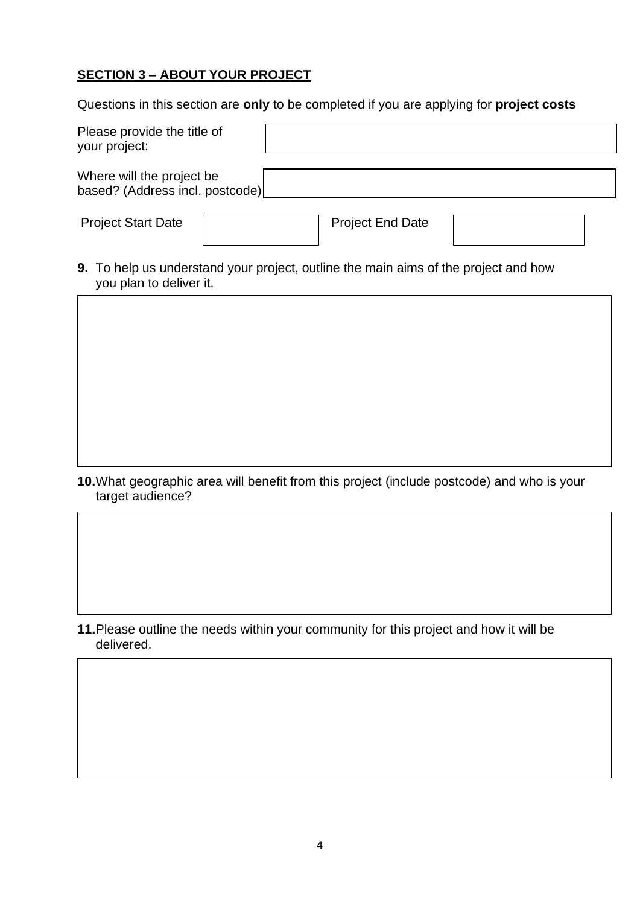## SECTION 3 – ABOUT YOUR PROJECT

Questions in this section are **only** to be completed if you are applying for **project costs**

| | |
|---|---|
| Please provide the title of your project: | |
| Where will the project be based? (Address incl. postcode) | |

| | | | |
|---|---|---|---|
| Project Start Date | | Project End Date | |

**9.** To help us understand your project, outline the main aims of the project and how you plan to deliver it.

| |
|---|
| |

**10.** What geographic area will benefit from this project (include postcode) and who is your target audience?

| |
|---|
| |

**11.** Please outline the needs within your community for this project and how it will be delivered.

| |
|---|
| |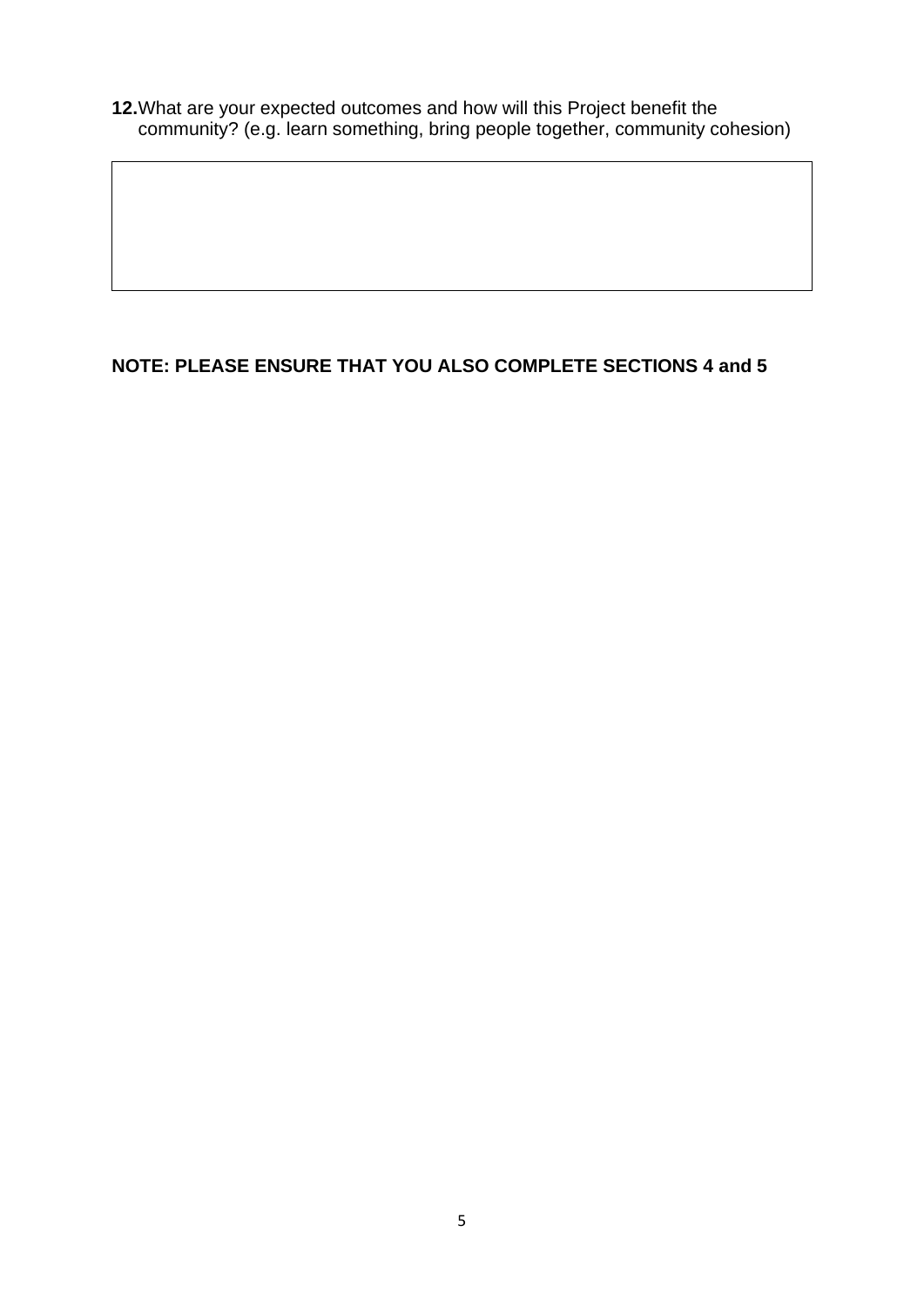**12.** What are your expected outcomes and how will this Project benefit the community? (e.g. learn something, bring people together, community cohesion)

| |
|---|
| |

**NOTE: PLEASE ENSURE THAT YOU ALSO COMPLETE SECTIONS 4 and 5**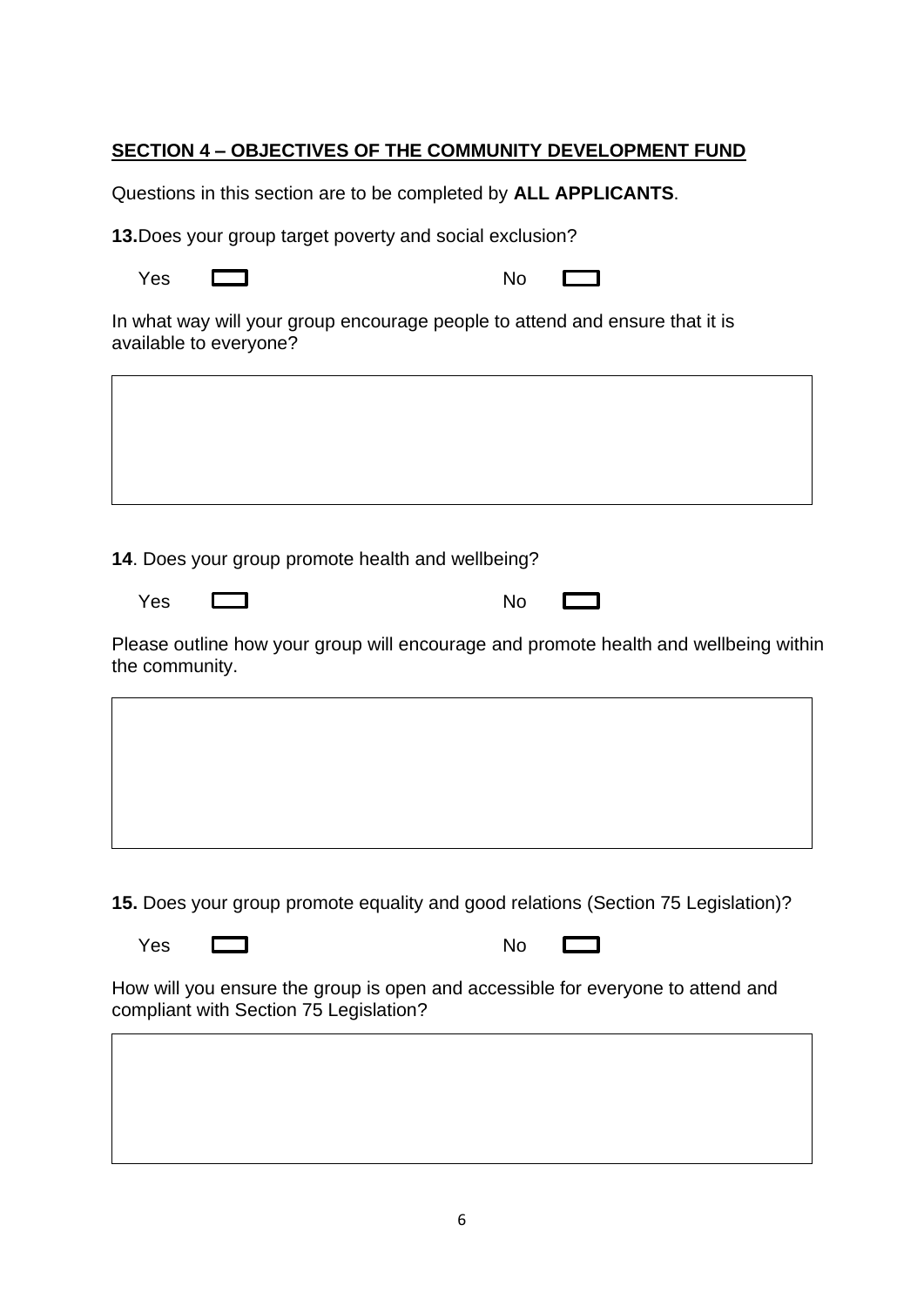## SECTION 4 – OBJECTIVES OF THE COMMUNITY DEVELOPMENT FUND

Questions in this section are to be completed by **ALL APPLICANTS**.

**13.** Does your group target poverty and social exclusion?

Yes ☐ No ☐

In what way will your group encourage people to attend and ensure that it is available to everyone?

**14**. Does your group promote health and wellbeing?

Yes ☐ No ☐

Please outline how your group will encourage and promote health and wellbeing within the community.

**15.** Does your group promote equality and good relations (Section 75 Legislation)?

Yes ☐ No ☐

How will you ensure the group is open and accessible for everyone to attend and compliant with Section 75 Legislation?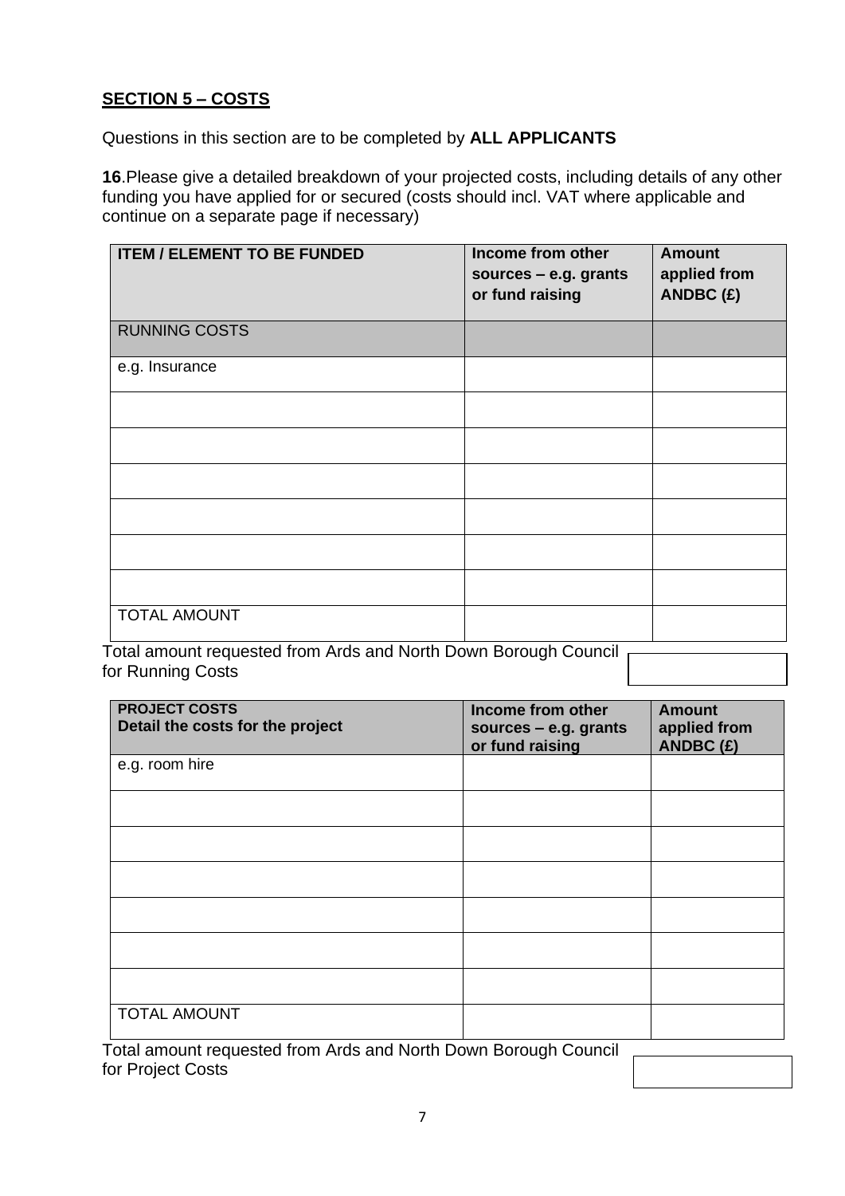## SECTION 5 – COSTS

Questions in this section are to be completed by **ALL APPLICANTS**

**16**.Please give a detailed breakdown of your projected costs, including details of any other funding you have applied for or secured (costs should incl. VAT where applicable and continue on a separate page if necessary)

| ITEM / ELEMENT TO BE FUNDED | Income from other sources – e.g. grants or fund raising | Amount applied from ANDBC (£) |
|---|---|---|
| RUNNING COSTS | | |
| e.g. Insurance | | |
| | | |
| | | |
| | | |
| | | |
| | | |
| | | |
| TOTAL AMOUNT | | |

Total amount requested from Ards and North Down Borough Council for Running Costs

| PROJECT COSTS Detail the costs for the project | Income from other sources – e.g. grants or fund raising | Amount applied from ANDBC (£) |
|---|---|---|
| e.g. room hire | | |
| | | |
| | | |
| | | |
| | | |
| | | |
| | | |
| TOTAL AMOUNT | | |

Total amount requested from Ards and North Down Borough Council for Project Costs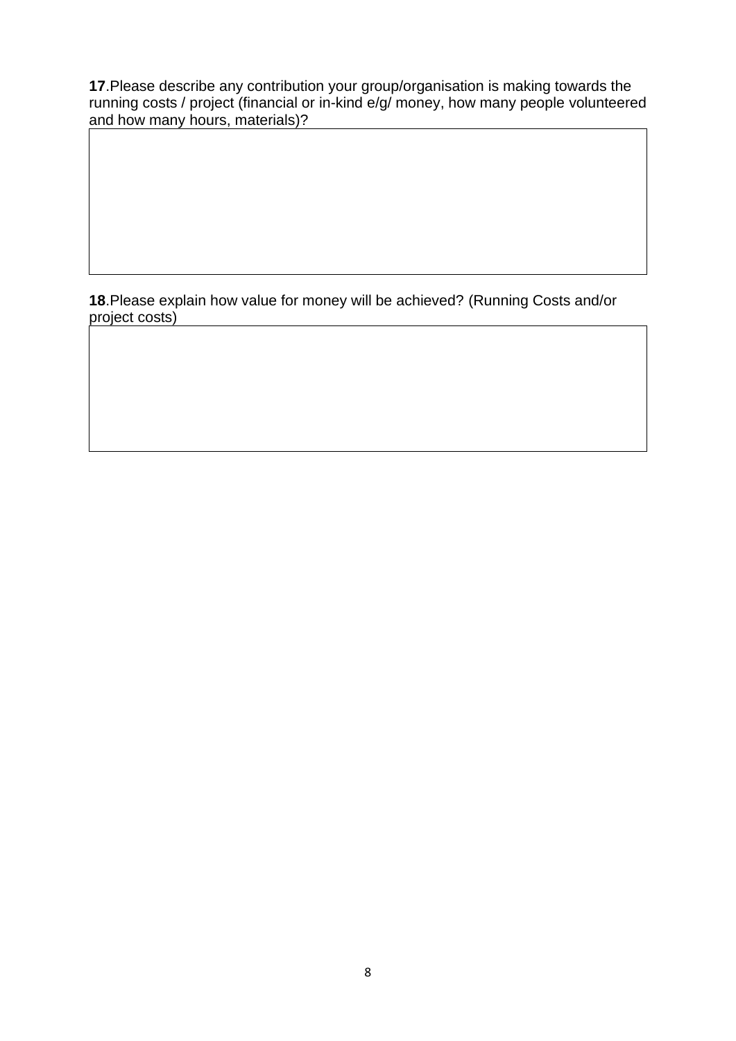**17**.Please describe any contribution your group/organisation is making towards the running costs / project (financial or in-kind e/g/ money, how many people volunteered and how many hours, materials)?

| |
|---|
| |

**18**.Please explain how value for money will be achieved? (Running Costs and/or project costs)

| |
|---|
| |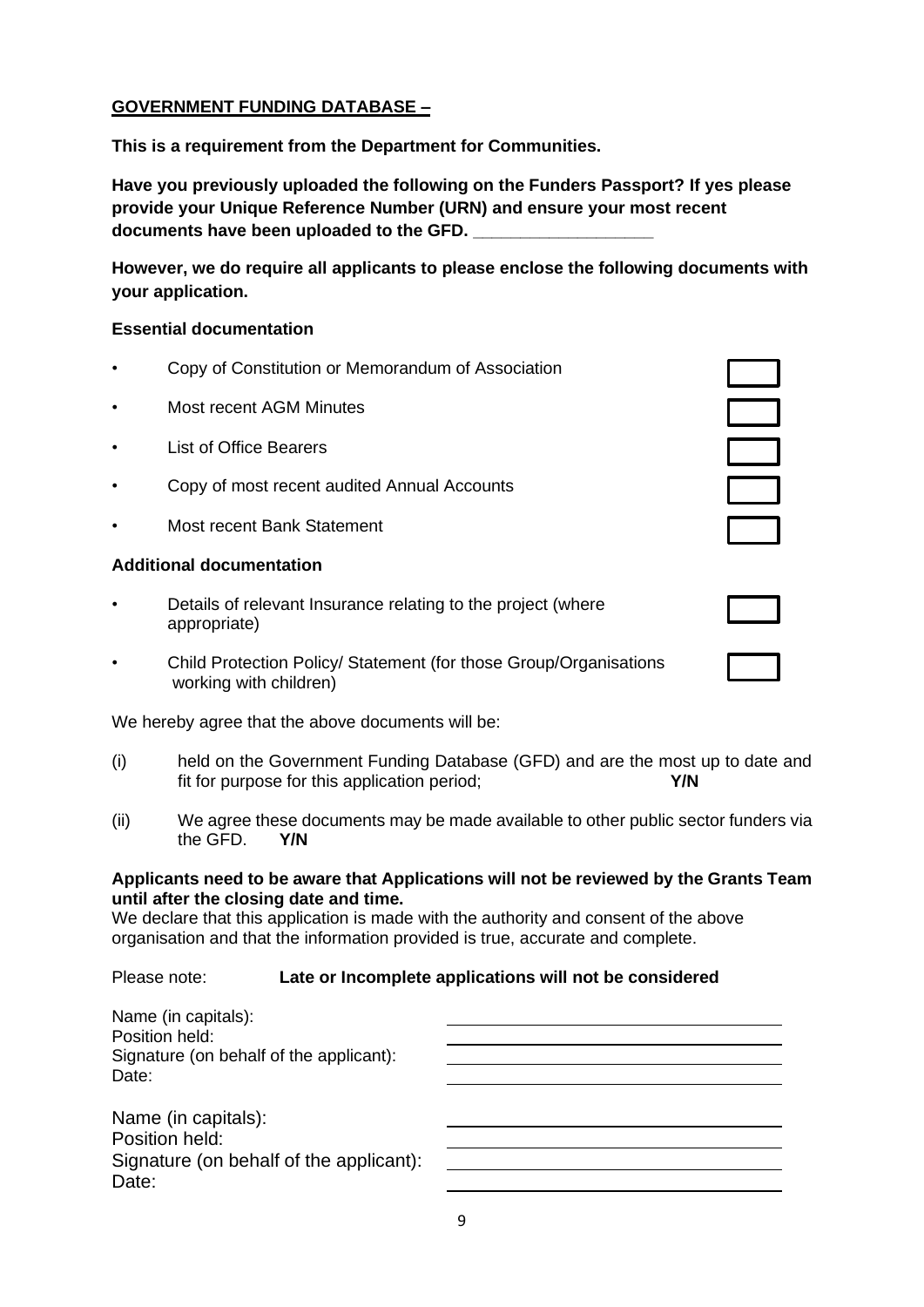**<u>GOVERNMENT FUNDING DATABASE –</u>**

**This is a requirement from the Department for Communities.**

**Have you previously uploaded the following on the Funders Passport? If yes please provide your Unique Reference Number (URN) and ensure your most recent documents have been uploaded to the GFD. ___________________**

**However, we do require all applicants to please enclose the following documents with your application.**

**Essential documentation**

- Copy of Constitution or Memorandum of Association ☐
- Most recent AGM Minutes ☐
- List of Office Bearers ☐
- Copy of most recent audited Annual Accounts ☐
- Most recent Bank Statement ☐

**Additional documentation**

- Details of relevant Insurance relating to the project (where appropriate) ☐
- Child Protection Policy/ Statement (for those Group/Organisations working with children) ☐

We hereby agree that the above documents will be:

(i) held on the Government Funding Database (GFD) and are the most up to date and fit for purpose for this application period; **Y/N**

(ii) We agree these documents may be made available to other public sector funders via the GFD. **Y/N**

**Applicants need to be aware that Applications will not be reviewed by the Grants Team until after the closing date and time.**
We declare that this application is made with the authority and consent of the above organisation and that the information provided is true, accurate and complete.

Please note: **Late or Incomplete applications will not be considered**

Name (in capitals): ______________________________
Position held: ______________________________
Signature (on behalf of the applicant): ______________________________
Date: ______________________________

Name (in capitals): ______________________________
Position held: ______________________________
Signature (on behalf of the applicant): ______________________________
Date: ______________________________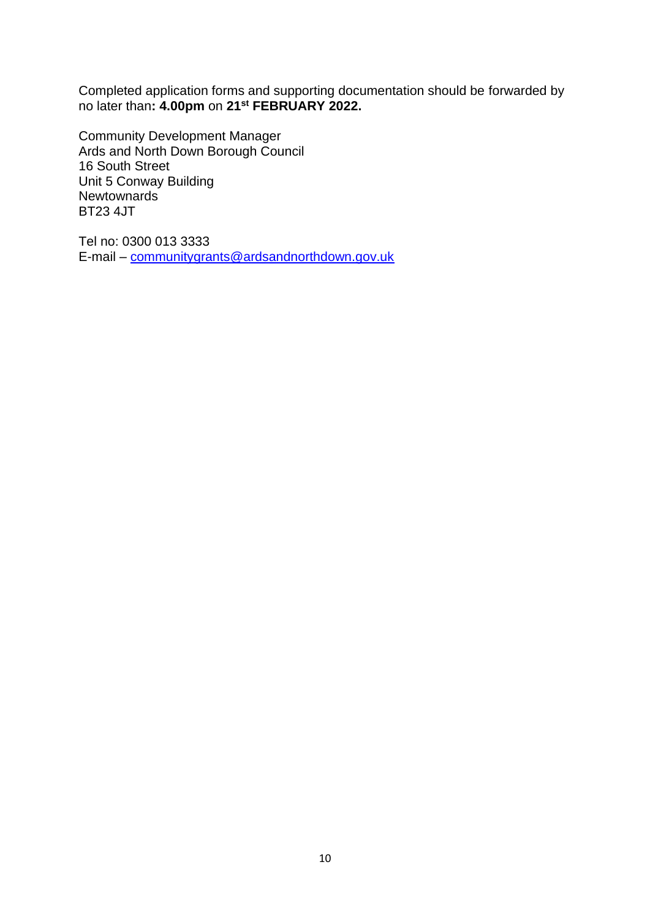Completed application forms and supporting documentation should be forwarded by no later than**: 4.00pm** on **21st FEBRUARY 2022.**

Community Development Manager  
Ards and North Down Borough Council  
16 South Street  
Unit 5 Conway Building  
Newtownards  
BT23 4JT

Tel no: 0300 013 3333  
E-mail – communitygrants@ardsandnorthdown.gov.uk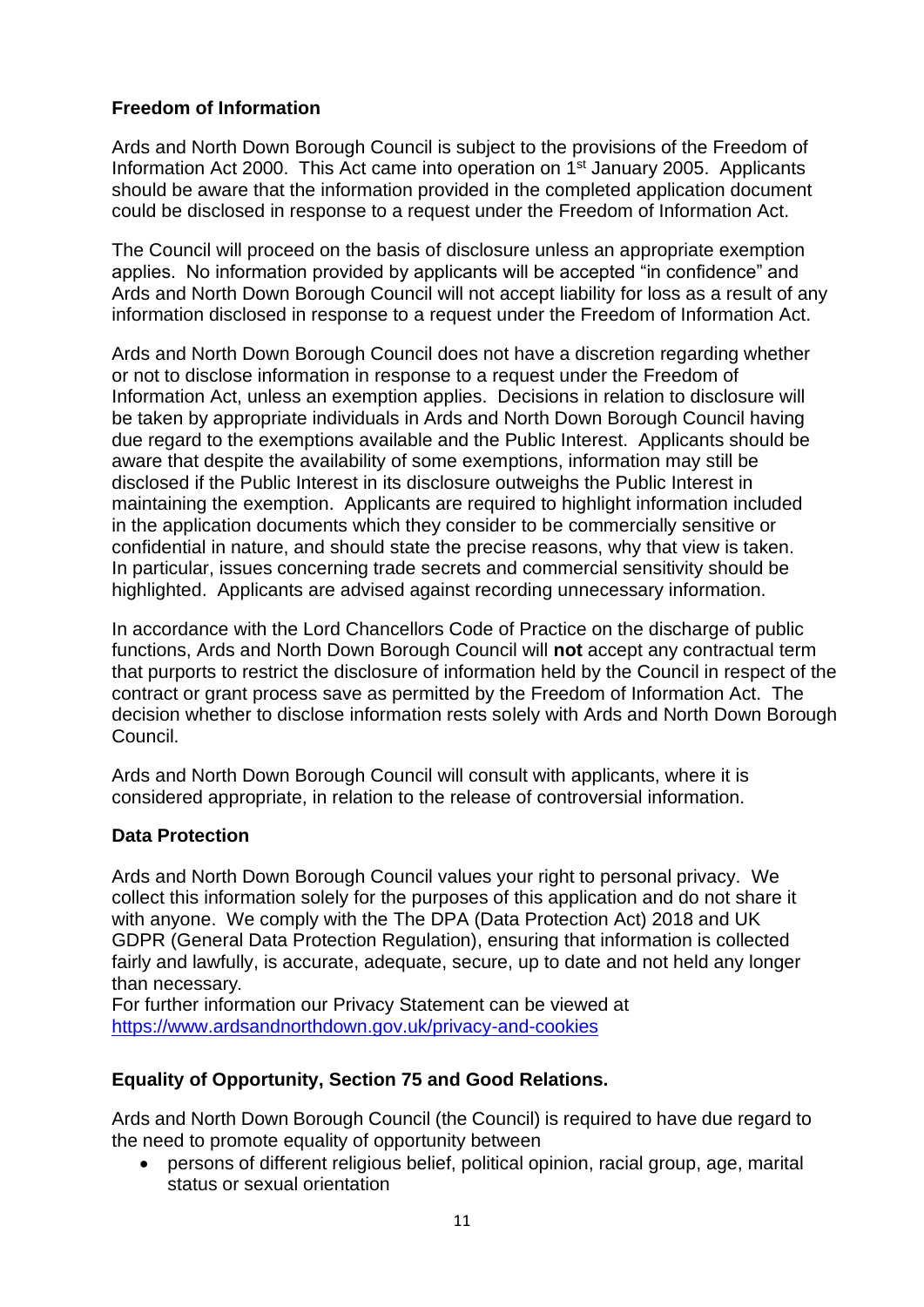**Freedom of Information**

Ards and North Down Borough Council is subject to the provisions of the Freedom of Information Act 2000. This Act came into operation on 1st January 2005. Applicants should be aware that the information provided in the completed application document could be disclosed in response to a request under the Freedom of Information Act.

The Council will proceed on the basis of disclosure unless an appropriate exemption applies. No information provided by applicants will be accepted "in confidence" and Ards and North Down Borough Council will not accept liability for loss as a result of any information disclosed in response to a request under the Freedom of Information Act.

Ards and North Down Borough Council does not have a discretion regarding whether or not to disclose information in response to a request under the Freedom of Information Act, unless an exemption applies. Decisions in relation to disclosure will be taken by appropriate individuals in Ards and North Down Borough Council having due regard to the exemptions available and the Public Interest. Applicants should be aware that despite the availability of some exemptions, information may still be disclosed if the Public Interest in its disclosure outweighs the Public Interest in maintaining the exemption. Applicants are required to highlight information included in the application documents which they consider to be commercially sensitive or confidential in nature, and should state the precise reasons, why that view is taken. In particular, issues concerning trade secrets and commercial sensitivity should be highlighted. Applicants are advised against recording unnecessary information.

In accordance with the Lord Chancellors Code of Practice on the discharge of public functions, Ards and North Down Borough Council will **not** accept any contractual term that purports to restrict the disclosure of information held by the Council in respect of the contract or grant process save as permitted by the Freedom of Information Act. The decision whether to disclose information rests solely with Ards and North Down Borough Council.

Ards and North Down Borough Council will consult with applicants, where it is considered appropriate, in relation to the release of controversial information.

**Data Protection**

Ards and North Down Borough Council values your right to personal privacy. We collect this information solely for the purposes of this application and do not share it with anyone. We comply with the The DPA (Data Protection Act) 2018 and UK GDPR (General Data Protection Regulation), ensuring that information is collected fairly and lawfully, is accurate, adequate, secure, up to date and not held any longer than necessary.
For further information our Privacy Statement can be viewed at https://www.ardsandnorthdown.gov.uk/privacy-and-cookies

**Equality of Opportunity, Section 75 and Good Relations.**

Ards and North Down Borough Council (the Council) is required to have due regard to the need to promote equality of opportunity between

- persons of different religious belief, political opinion, racial group, age, marital status or sexual orientation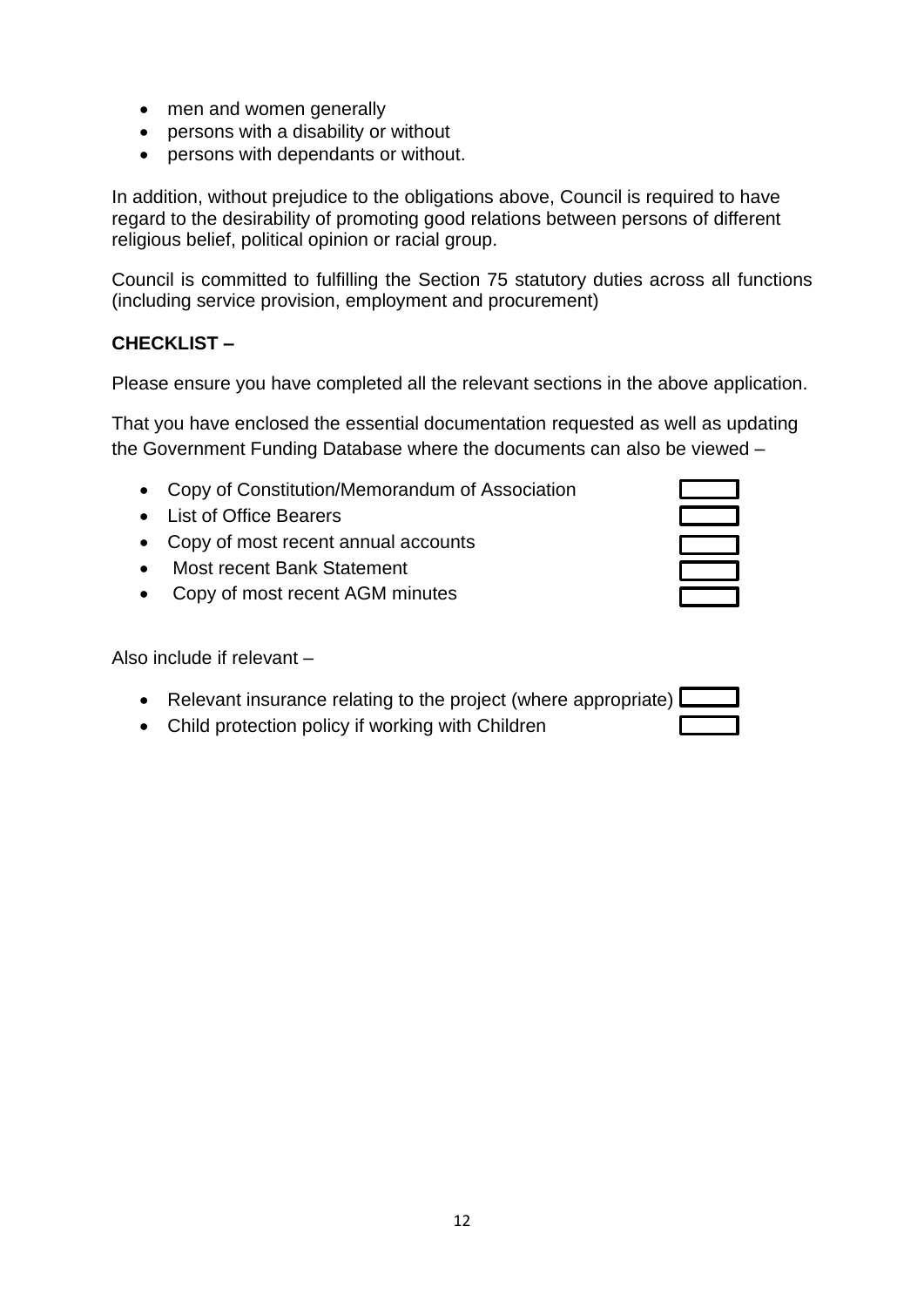- men and women generally
- persons with a disability or without
- persons with dependants or without.

In addition, without prejudice to the obligations above, Council is required to have regard to the desirability of promoting good relations between persons of different religious belief, political opinion or racial group.

Council is committed to fulfilling the Section 75 statutory duties across all functions (including service provision, employment and procurement)

**CHECKLIST –**

Please ensure you have completed all the relevant sections in the above application.

That you have enclosed the essential documentation requested as well as updating the Government Funding Database where the documents can also be viewed –

- Copy of Constitution/Memorandum of Association ☐
- List of Office Bearers ☐
- Copy of most recent annual accounts ☐
- Most recent Bank Statement ☐
- Copy of most recent AGM minutes ☐

Also include if relevant –

- Relevant insurance relating to the project (where appropriate) ☐
- Child protection policy if working with Children ☐